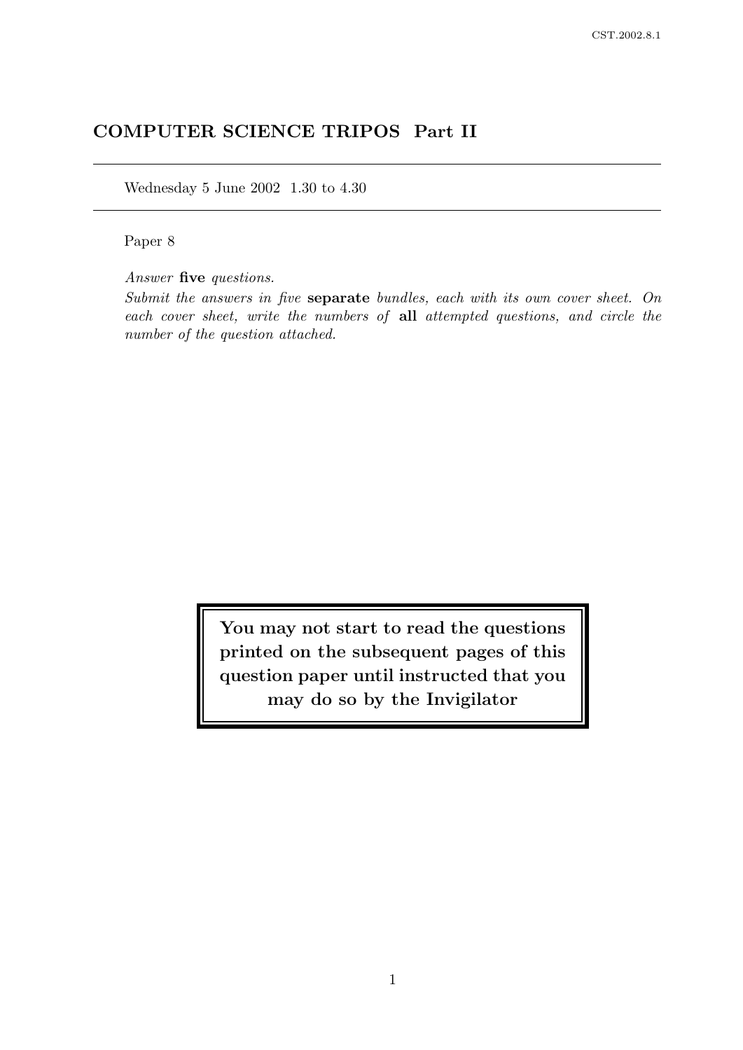# COMPUTER SCIENCE TRIPOS Part II

Wednesday 5 June 2002 1.30 to 4.30

Paper 8

*Answer* **five** *questions.*

*Submit the answers in five* **separate** *bundles, each with its own cover sheet. On each cover sheet, write the numbers of* **all** *attempted questions, and circle the number of the question attached.*

**You may not start to read the questions printed on the subsequent pages of this question paper until instructed that you may do so by the Invigilator**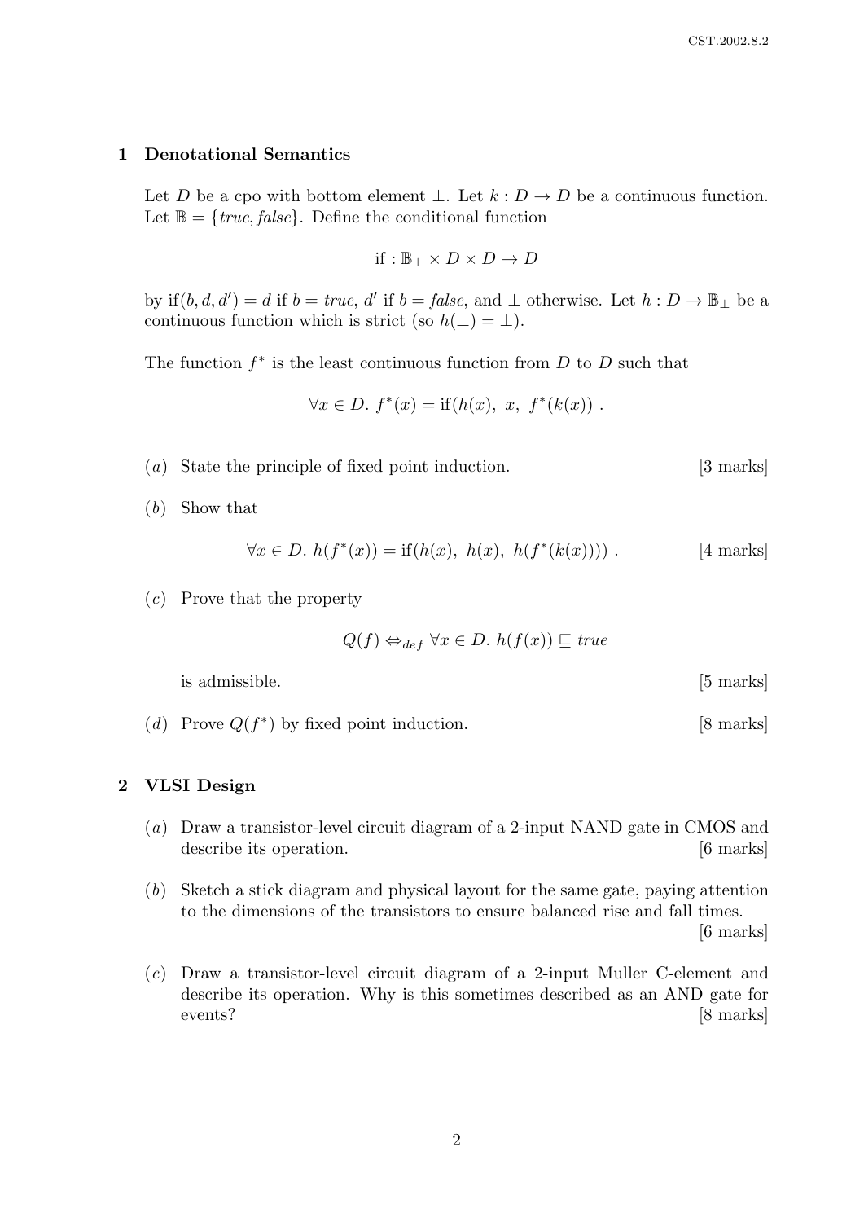## 1 Denotational Semantics

Let $D$ be a cpo with bottom element $\perp$. Let $k : D \to D$ be a continuous function. Let $\mathbb{B} = \{true, false\}$. Define the conditional function

$$\text{if} : \mathbb{B}_\perp \times D \times D \to D$$

by $\text{if}(b, d, d') = d$ if $b = true$, $d'$ if $b = false$, and $\perp$ otherwise. Let $h : D \to \mathbb{B}_\perp$ be a continuous function which is strict (so $h(\perp) = \perp$).

The function $f^*$ is the least continuous function from $D$ to $D$ such that

$$\forall x \in D.\ f^*(x) = \text{if}(h(x),\ x,\ f^*(k(x)))\ .$$

(*a*) State the principle of fixed point induction. [3 marks]

(*b*) Show that

$$\forall x \in D.\ h(f^*(x)) = \text{if}(h(x),\ h(x),\ h(f^*(k(x))))\ . \qquad [4 \text{ marks}]$$

(*c*) Prove that the property

$$Q(f) \Leftrightarrow_{def} \forall x \in D.\ h(f(x)) \sqsubseteq true$$

is admissible. [5 marks]

(*d*) Prove $Q(f^*)$ by fixed point induction. [8 marks]

## 2 VLSI Design

(*a*) Draw a transistor-level circuit diagram of a 2-input NAND gate in CMOS and describe its operation. [6 marks]

(*b*) Sketch a stick diagram and physical layout for the same gate, paying attention to the dimensions of the transistors to ensure balanced rise and fall times. [6 marks]

(*c*) Draw a transistor-level circuit diagram of a 2-input Muller C-element and describe its operation. Why is this sometimes described as an AND gate for events? [8 marks]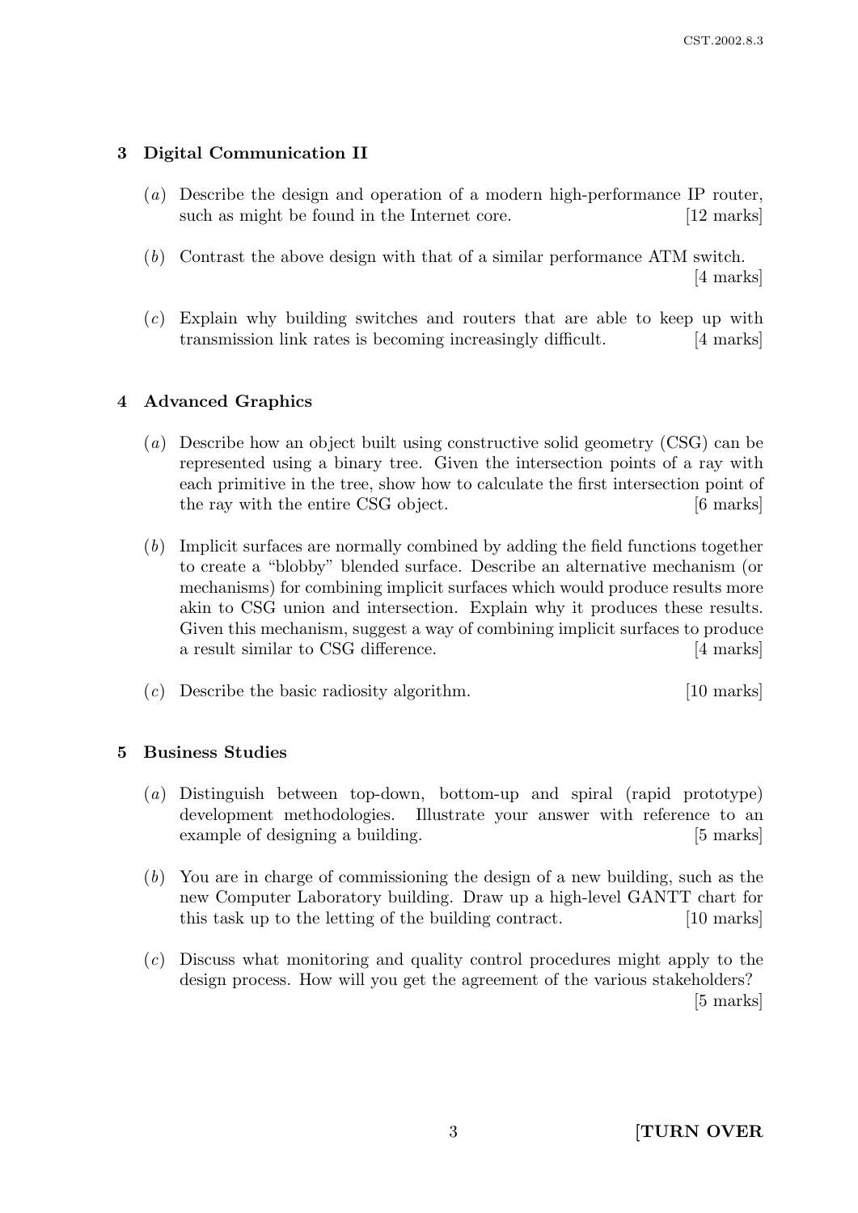## 3 Digital Communication II

(*a*) Describe the design and operation of a modern high-performance IP router, such as might be found in the Internet core. [12 marks]

(*b*) Contrast the above design with that of a similar performance ATM switch. [4 marks]

(*c*) Explain why building switches and routers that are able to keep up with transmission link rates is becoming increasingly difficult. [4 marks]

## 4 Advanced Graphics

(*a*) Describe how an object built using constructive solid geometry (CSG) can be represented using a binary tree. Given the intersection points of a ray with each primitive in the tree, show how to calculate the first intersection point of the ray with the entire CSG object. [6 marks]

(*b*) Implicit surfaces are normally combined by adding the field functions together to create a "blobby" blended surface. Describe an alternative mechanism (or mechanisms) for combining implicit surfaces which would produce results more akin to CSG union and intersection. Explain why it produces these results. Given this mechanism, suggest a way of combining implicit surfaces to produce a result similar to CSG difference. [4 marks]

(*c*) Describe the basic radiosity algorithm. [10 marks]

## 5 Business Studies

(*a*) Distinguish between top-down, bottom-up and spiral (rapid prototype) development methodologies. Illustrate your answer with reference to an example of designing a building. [5 marks]

(*b*) You are in charge of commissioning the design of a new building, such as the new Computer Laboratory building. Draw up a high-level GANTT chart for this task up to the letting of the building contract. [10 marks]

(*c*) Discuss what monitoring and quality control procedures might apply to the design process. How will you get the agreement of the various stakeholders? [5 marks]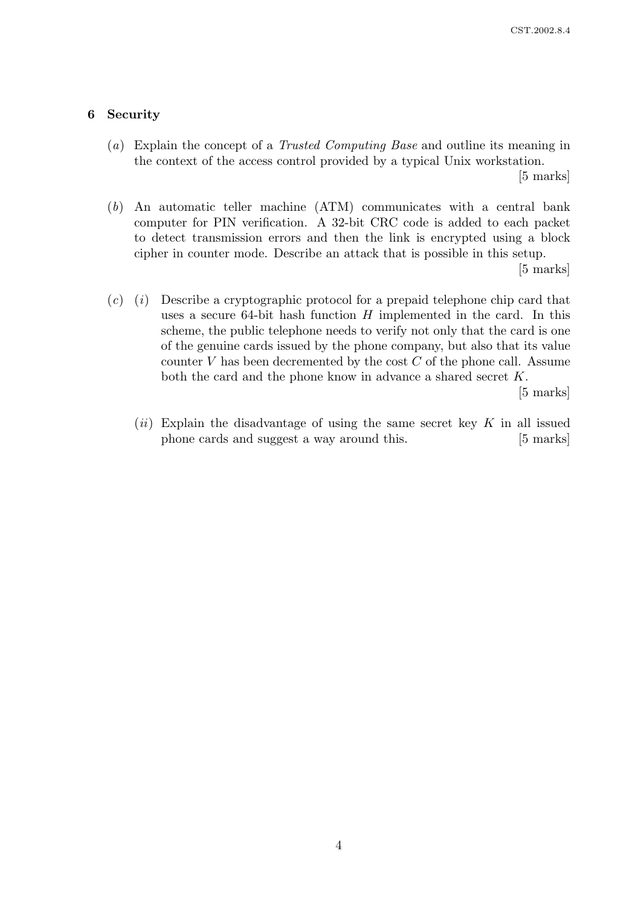## 6 Security

(*a*) Explain the concept of a *Trusted Computing Base* and outline its meaning in the context of the access control provided by a typical Unix workstation. [5 marks]

(*b*) An automatic teller machine (ATM) communicates with a central bank computer for PIN verification. A 32-bit CRC code is added to each packet to detect transmission errors and then the link is encrypted using a block cipher in counter mode. Describe an attack that is possible in this setup. [5 marks]

(*c*) (*i*) Describe a cryptographic protocol for a prepaid telephone chip card that uses a secure 64-bit hash function $H$ implemented in the card. In this scheme, the public telephone needs to verify not only that the card is one of the genuine cards issued by the phone company, but also that its value counter $V$ has been decremented by the cost $C$ of the phone call. Assume both the card and the phone know in advance a shared secret $K$. [5 marks]

(*ii*) Explain the disadvantage of using the same secret key $K$ in all issued phone cards and suggest a way around this. [5 marks]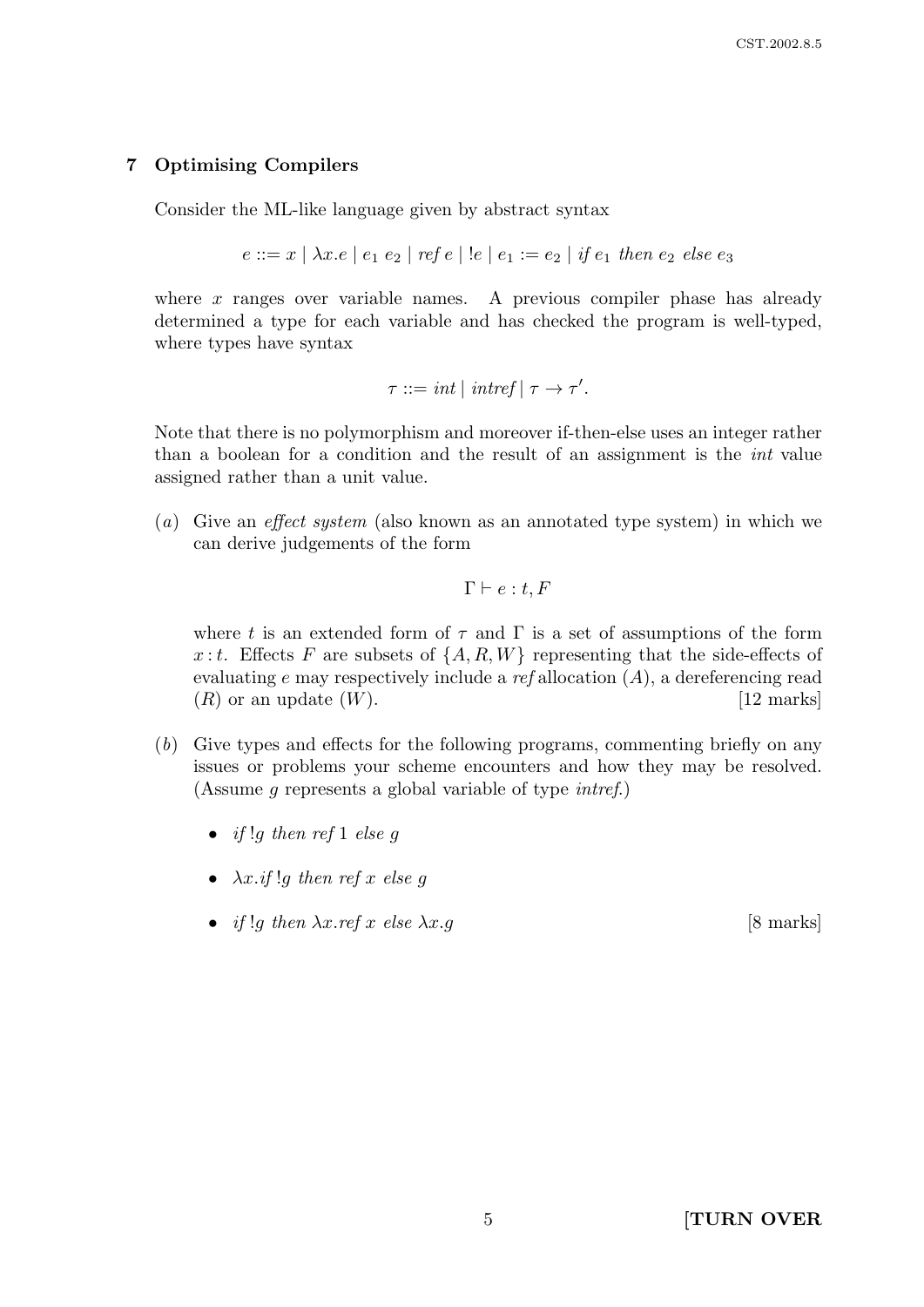## 7 Optimising Compilers

Consider the ML-like language given by abstract syntax

$$e ::= x \mid \lambda x.e \mid e_1\ e_2 \mid \mathit{ref}\ e \mid !e \mid e_1 := e_2 \mid \mathit{if}\ e_1\ \mathit{then}\ e_2\ \mathit{else}\ e_3$$

where $x$ ranges over variable names. A previous compiler phase has already determined a type for each variable and has checked the program is well-typed, where types have syntax

$$\tau ::= \mathit{int} \mid \mathit{intref} \mid \tau \to \tau'.$$

Note that there is no polymorphism and moreover if-then-else uses an integer rather than a boolean for a condition and the result of an assignment is the *int* value assigned rather than a unit value.

(*a*) Give an *effect system* (also known as an annotated type system) in which we can derive judgements of the form

$$\Gamma \vdash e : t, F$$

where $t$ is an extended form of $\tau$ and $\Gamma$ is a set of assumptions of the form $x : t$. Effects $F$ are subsets of $\{A, R, W\}$ representing that the side-effects of evaluating $e$ may respectively include a *ref* allocation ($A$), a dereferencing read ($R$) or an update ($W$). [12 marks]

(*b*) Give types and effects for the following programs, commenting briefly on any issues or problems your scheme encounters and how they may be resolved. (Assume $g$ represents a global variable of type *intref*.)

- $\mathit{if}\ !g\ \mathit{then}\ \mathit{ref}\ 1\ \mathit{else}\ g$
- $\lambda x.\mathit{if}\ !g\ \mathit{then}\ \mathit{ref}\ x\ \mathit{else}\ g$
- $\mathit{if}\ !g\ \mathit{then}\ \lambda x.\mathit{ref}\ x\ \mathit{else}\ \lambda x.g$

[8 marks]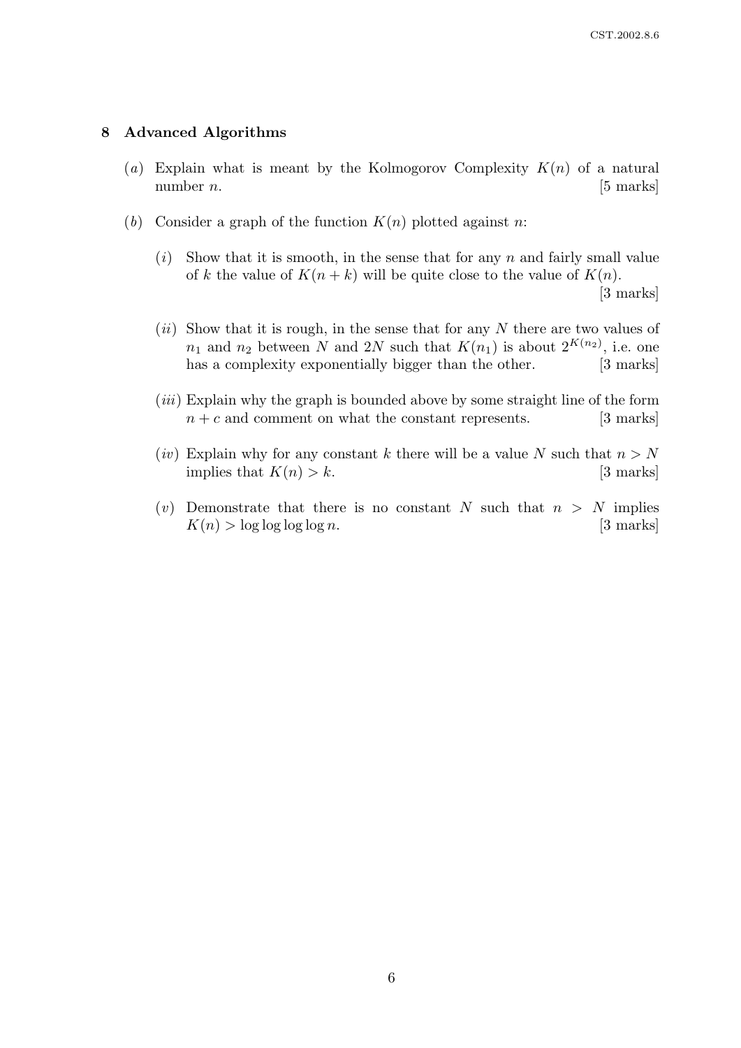## 8 Advanced Algorithms

(*a*) Explain what is meant by the Kolmogorov Complexity $K(n)$ of a natural number $n$. [5 marks]

(*b*) Consider a graph of the function $K(n)$ plotted against $n$:

(*i*) Show that it is smooth, in the sense that for any $n$ and fairly small value of $k$ the value of $K(n + k)$ will be quite close to the value of $K(n)$. [3 marks]

(*ii*) Show that it is rough, in the sense that for any $N$ there are two values of $n_1$ and $n_2$ between $N$ and $2N$ such that $K(n_1)$ is about $2^{K(n_2)}$, i.e. one has a complexity exponentially bigger than the other. [3 marks]

(*iii*) Explain why the graph is bounded above by some straight line of the form $n + c$ and comment on what the constant represents. [3 marks]

(*iv*) Explain why for any constant $k$ there will be a value $N$ such that $n > N$ implies that $K(n) > k$. [3 marks]

(*v*) Demonstrate that there is no constant $N$ such that $n > N$ implies $K(n) > \log \log \log \log n$. [3 marks]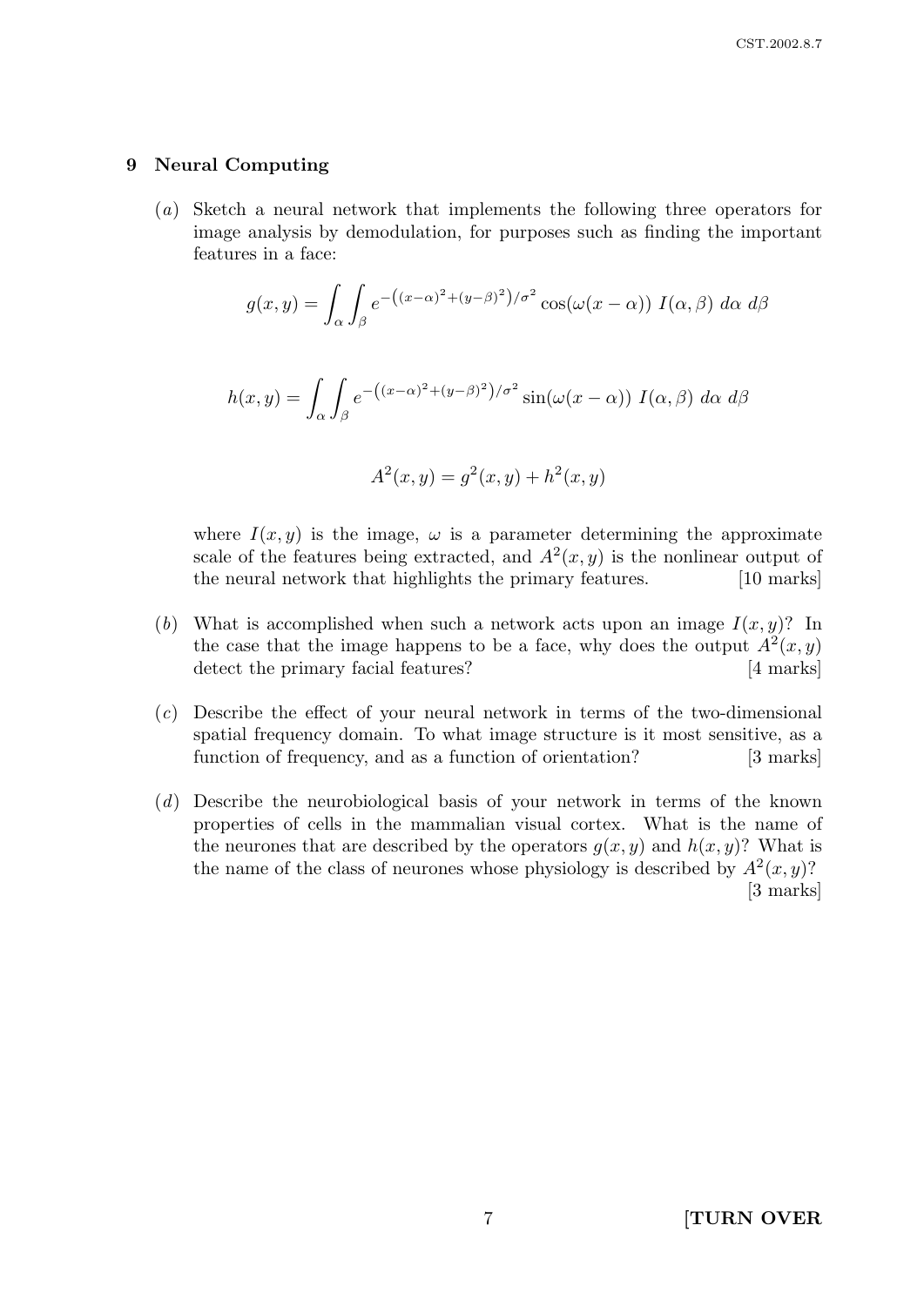## 9 Neural Computing

(*a*) Sketch a neural network that implements the following three operators for image analysis by demodulation, for purposes such as finding the important features in a face:

$$g(x, y) = \int_\alpha \int_\beta e^{-\left((x-\alpha)^2+(y-\beta)^2\right)/\sigma^2} \cos(\omega(x-\alpha)) \; I(\alpha, \beta) \; d\alpha \; d\beta$$

$$h(x, y) = \int_\alpha \int_\beta e^{-\left((x-\alpha)^2+(y-\beta)^2\right)/\sigma^2} \sin(\omega(x-\alpha)) \; I(\alpha, \beta) \; d\alpha \; d\beta$$

$$A^2(x, y) = g^2(x, y) + h^2(x, y)$$

where $I(x, y)$ is the image, $\omega$ is a parameter determining the approximate scale of the features being extracted, and $A^2(x, y)$ is the nonlinear output of the neural network that highlights the primary features. [10 marks]

(*b*) What is accomplished when such a network acts upon an image $I(x, y)$? In the case that the image happens to be a face, why does the output $A^2(x, y)$ detect the primary facial features? [4 marks]

(*c*) Describe the effect of your neural network in terms of the two-dimensional spatial frequency domain. To what image structure is it most sensitive, as a function of frequency, and as a function of orientation? [3 marks]

(*d*) Describe the neurobiological basis of your network in terms of the known properties of cells in the mammalian visual cortex. What is the name of the neurones that are described by the operators $g(x, y)$ and $h(x, y)$? What is the name of the class of neurones whose physiology is described by $A^2(x, y)$? [3 marks]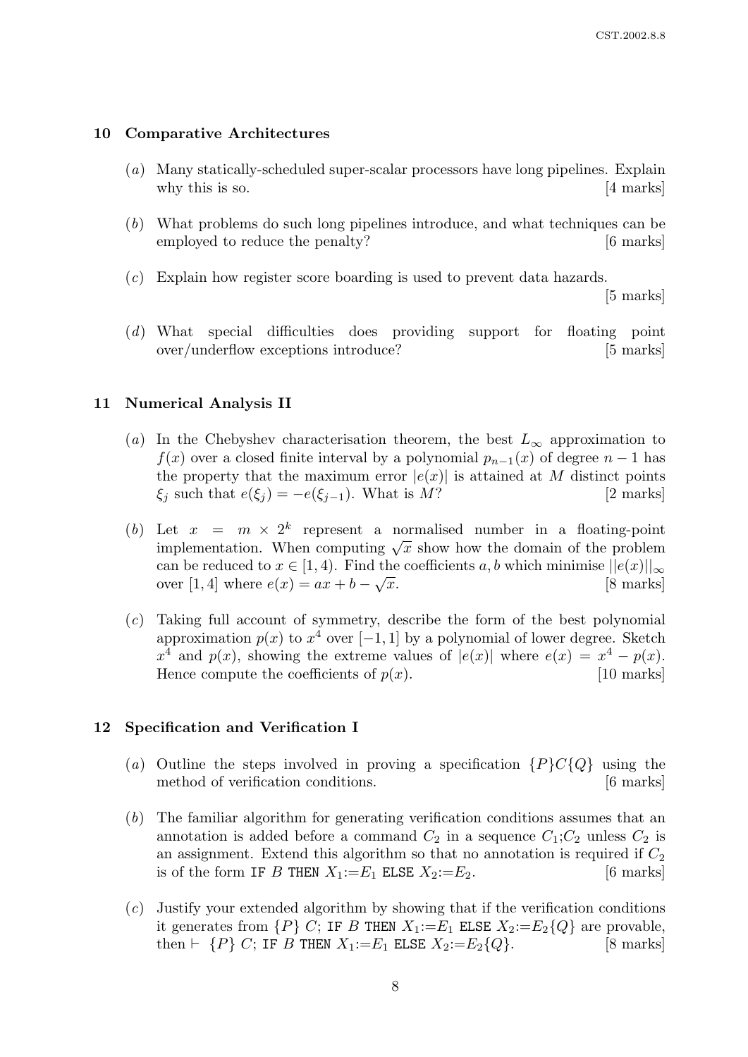## 10 Comparative Architectures

(*a*) Many statically-scheduled super-scalar processors have long pipelines. Explain why this is so. [4 marks]

(*b*) What problems do such long pipelines introduce, and what techniques can be employed to reduce the penalty? [6 marks]

(*c*) Explain how register score boarding is used to prevent data hazards. [5 marks]

(*d*) What special difficulties does providing support for floating point over/underflow exceptions introduce? [5 marks]

## 11 Numerical Analysis II

(*a*) In the Chebyshev characterisation theorem, the best $L_\infty$ approximation to $f(x)$ over a closed finite interval by a polynomial $p_{n-1}(x)$ of degree $n-1$ has the property that the maximum error $|e(x)|$ is attained at $M$ distinct points $\xi_j$ such that $e(\xi_j) = -e(\xi_{j-1})$. What is $M$? [2 marks]

(*b*) Let $x = m \times 2^k$ represent a normalised number in a floating-point implementation. When computing $\sqrt{x}$ show how the domain of the problem can be reduced to $x \in [1, 4)$. Find the coefficients $a, b$ which minimise $||e(x)||_\infty$ over $[1, 4]$ where $e(x) = ax + b - \sqrt{x}$. [8 marks]

(*c*) Taking full account of symmetry, describe the form of the best polynomial approximation $p(x)$ to $x^4$ over $[-1, 1]$ by a polynomial of lower degree. Sketch $x^4$ and $p(x)$, showing the extreme values of $|e(x)|$ where $e(x) = x^4 - p(x)$. Hence compute the coefficients of $p(x)$. [10 marks]

## 12 Specification and Verification I

(*a*) Outline the steps involved in proving a specification $\{P\}C\{Q\}$ using the method of verification conditions. [6 marks]

(*b*) The familiar algorithm for generating verification conditions assumes that an annotation is added before a command $C_2$ in a sequence $C_1$;$C_2$ unless $C_2$ is an assignment. Extend this algorithm so that no annotation is required if $C_2$ is of the form `IF` $B$ `THEN` $X_1$:=$E_1$ `ELSE` $X_2$:=$E_2$. [6 marks]

(*c*) Justify your extended algorithm by showing that if the verification conditions it generates from $\{P\}$ $C$; `IF` $B$ `THEN` $X_1$:=$E_1$ `ELSE` $X_2$:=$E_2\{Q\}$ are provable, then $\vdash$ $\{P\}$ $C$; `IF` $B$ `THEN` $X_1$:=$E_1$ `ELSE` $X_2$:=$E_2\{Q\}$. [8 marks]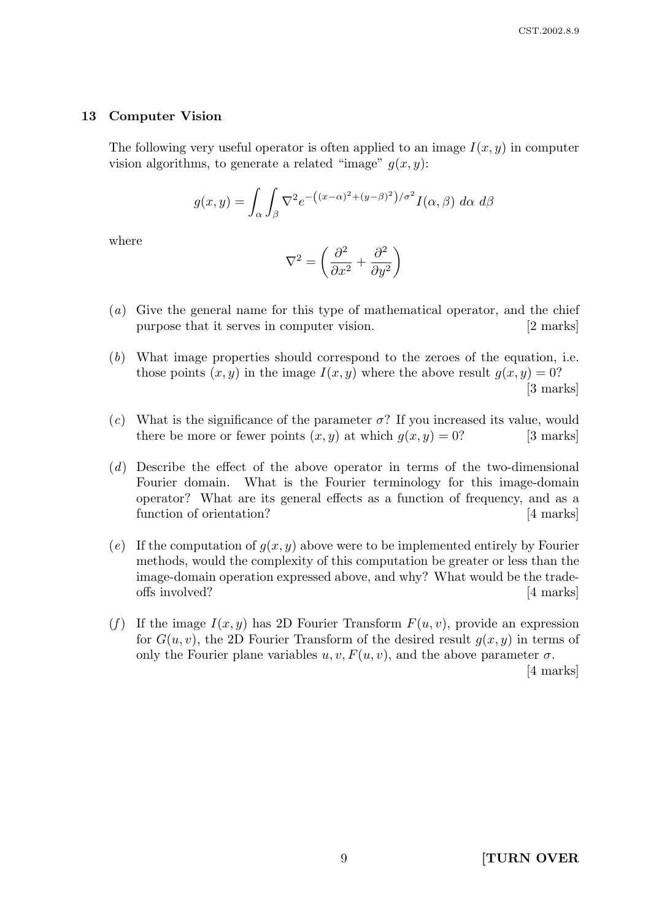## 13 Computer Vision

The following very useful operator is often applied to an image $I(x, y)$ in computer vision algorithms, to generate a related "image" $g(x, y)$:

$$g(x, y) = \int_\alpha \int_\beta \nabla^2 e^{-\left((x-\alpha)^2+(y-\beta)^2\right)/\sigma^2} I(\alpha, \beta) \; d\alpha \; d\beta$$

where

$$\nabla^2 = \left( \frac{\partial^2}{\partial x^2} + \frac{\partial^2}{\partial y^2} \right)$$

(*a*) Give the general name for this type of mathematical operator, and the chief purpose that it serves in computer vision. [2 marks]

(*b*) What image properties should correspond to the zeroes of the equation, i.e. those points $(x, y)$ in the image $I(x, y)$ where the above result $g(x, y) = 0$? [3 marks]

(*c*) What is the significance of the parameter $\sigma$? If you increased its value, would there be more or fewer points $(x, y)$ at which $g(x, y) = 0$? [3 marks]

(*d*) Describe the effect of the above operator in terms of the two-dimensional Fourier domain. What is the Fourier terminology for this image-domain operator? What are its general effects as a function of frequency, and as a function of orientation? [4 marks]

(*e*) If the computation of $g(x, y)$ above were to be implemented entirely by Fourier methods, would the complexity of this computation be greater or less than the image-domain operation expressed above, and why? What would be the trade-offs involved? [4 marks]

(*f*) If the image $I(x, y)$ has 2D Fourier Transform $F(u, v)$, provide an expression for $G(u, v)$, the 2D Fourier Transform of the desired result $g(x, y)$ in terms of only the Fourier plane variables $u, v, F(u, v)$, and the above parameter $\sigma$. [4 marks]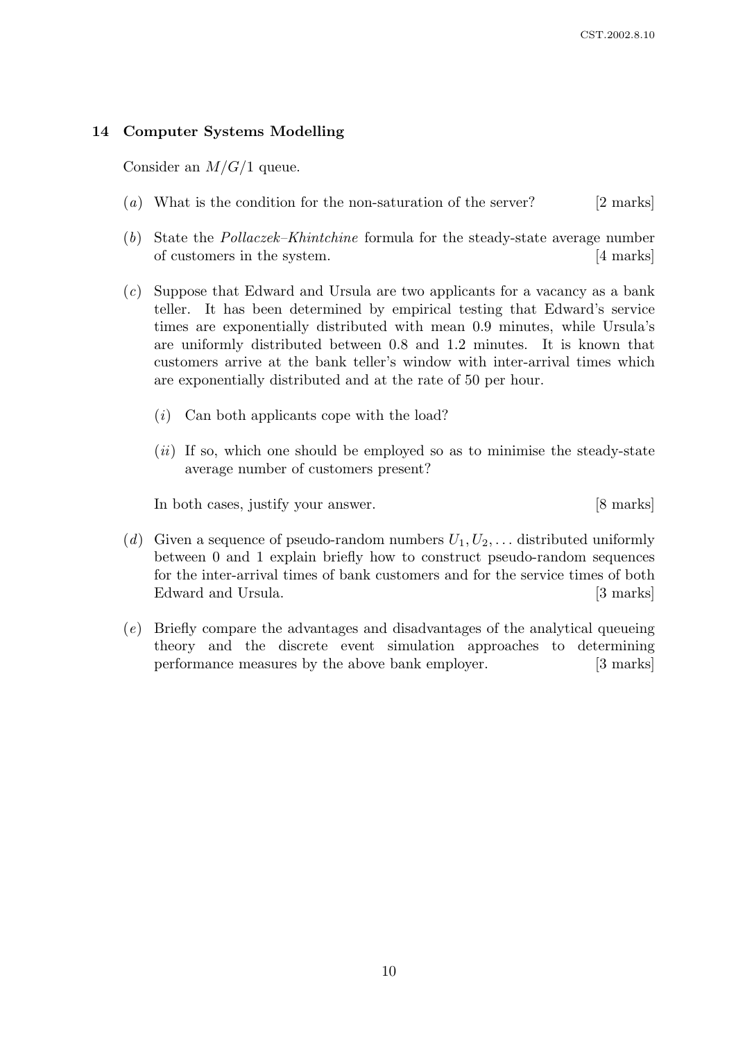## 14 Computer Systems Modelling

Consider an $M/G/1$ queue.

(*a*) What is the condition for the non-saturation of the server? [2 marks]

(*b*) State the *Pollaczek–Khintchine* formula for the steady-state average number of customers in the system. [4 marks]

(*c*) Suppose that Edward and Ursula are two applicants for a vacancy as a bank teller. It has been determined by empirical testing that Edward's service times are exponentially distributed with mean 0.9 minutes, while Ursula's are uniformly distributed between 0.8 and 1.2 minutes. It is known that customers arrive at the bank teller's window with inter-arrival times which are exponentially distributed and at the rate of 50 per hour.

> (*i*) Can both applicants cope with the load?
>
> (*ii*) If so, which one should be employed so as to minimise the steady-state average number of customers present?

In both cases, justify your answer. [8 marks]

(*d*) Given a sequence of pseudo-random numbers $U_1, U_2, \ldots$ distributed uniformly between 0 and 1 explain briefly how to construct pseudo-random sequences for the inter-arrival times of bank customers and for the service times of both Edward and Ursula. [3 marks]

(*e*) Briefly compare the advantages and disadvantages of the analytical queueing theory and the discrete event simulation approaches to determining performance measures by the above bank employer. [3 marks]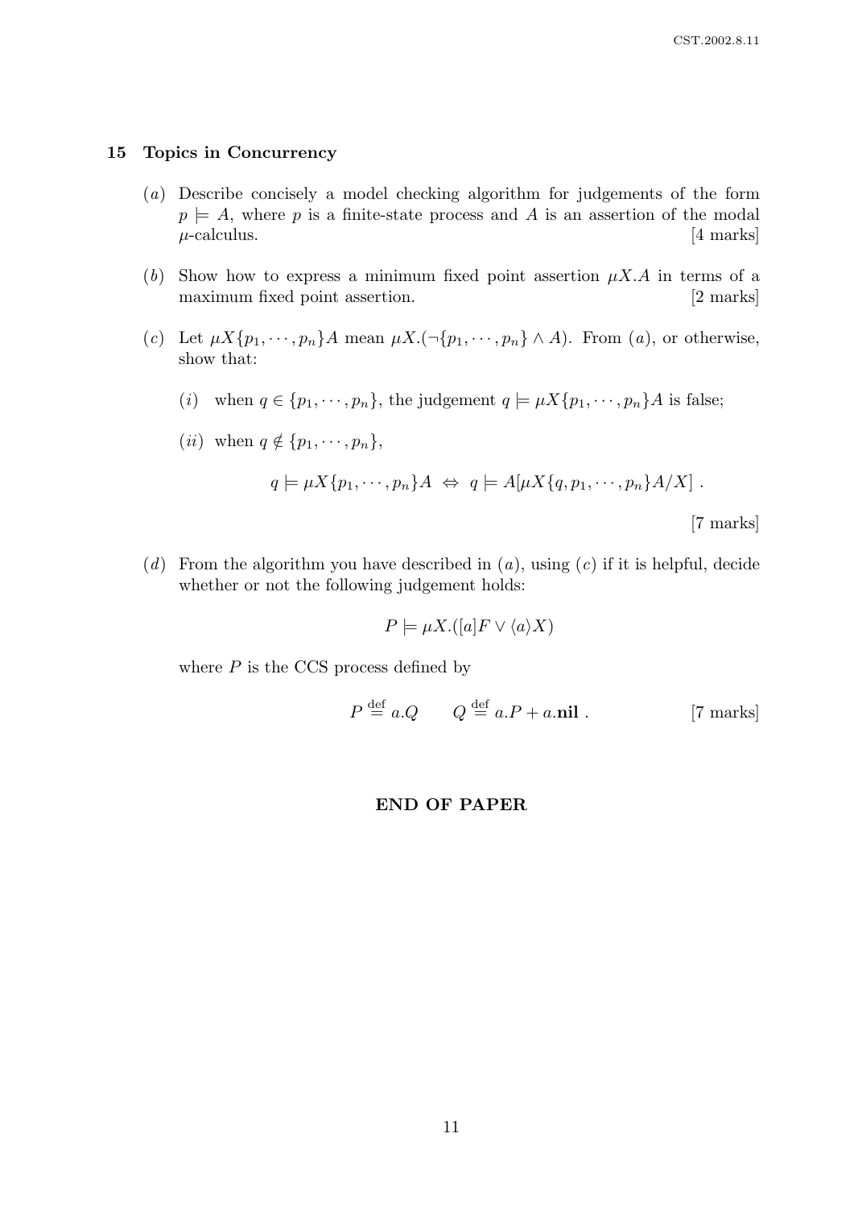## 15 Topics in Concurrency

(*a*) Describe concisely a model checking algorithm for judgements of the form $p \models A$, where $p$ is a finite-state process and $A$ is an assertion of the modal $\mu$-calculus. [4 marks]

(*b*) Show how to express a minimum fixed point assertion $\mu X.A$ in terms of a maximum fixed point assertion. [2 marks]

(*c*) Let $\mu X\{p_1, \cdots, p_n\}A$ mean $\mu X.(\neg\{p_1, \cdots, p_n\} \wedge A)$. From (*a*), or otherwise, show that:

(*i*) when $q \in \{p_1, \cdots, p_n\}$, the judgement $q \models \mu X\{p_1, \cdots, p_n\}A$ is false;

(*ii*) when $q \notin \{p_1, \cdots, p_n\}$,

$$q \models \mu X\{p_1, \cdots, p_n\}A \;\Leftrightarrow\; q \models A[\mu X\{q, p_1, \cdots, p_n\}A/X] \; .$$

[7 marks]

(*d*) From the algorithm you have described in (*a*), using (*c*) if it is helpful, decide whether or not the following judgement holds:

$$P \models \mu X.([a]F \vee \langle a \rangle X)$$

where $P$ is the CCS process defined by

$$P \stackrel{\text{def}}{=} a.Q \qquad Q \stackrel{\text{def}}{=} a.P + a.\mathbf{nil} \; .$$

[7 marks]

**END OF PAPER**